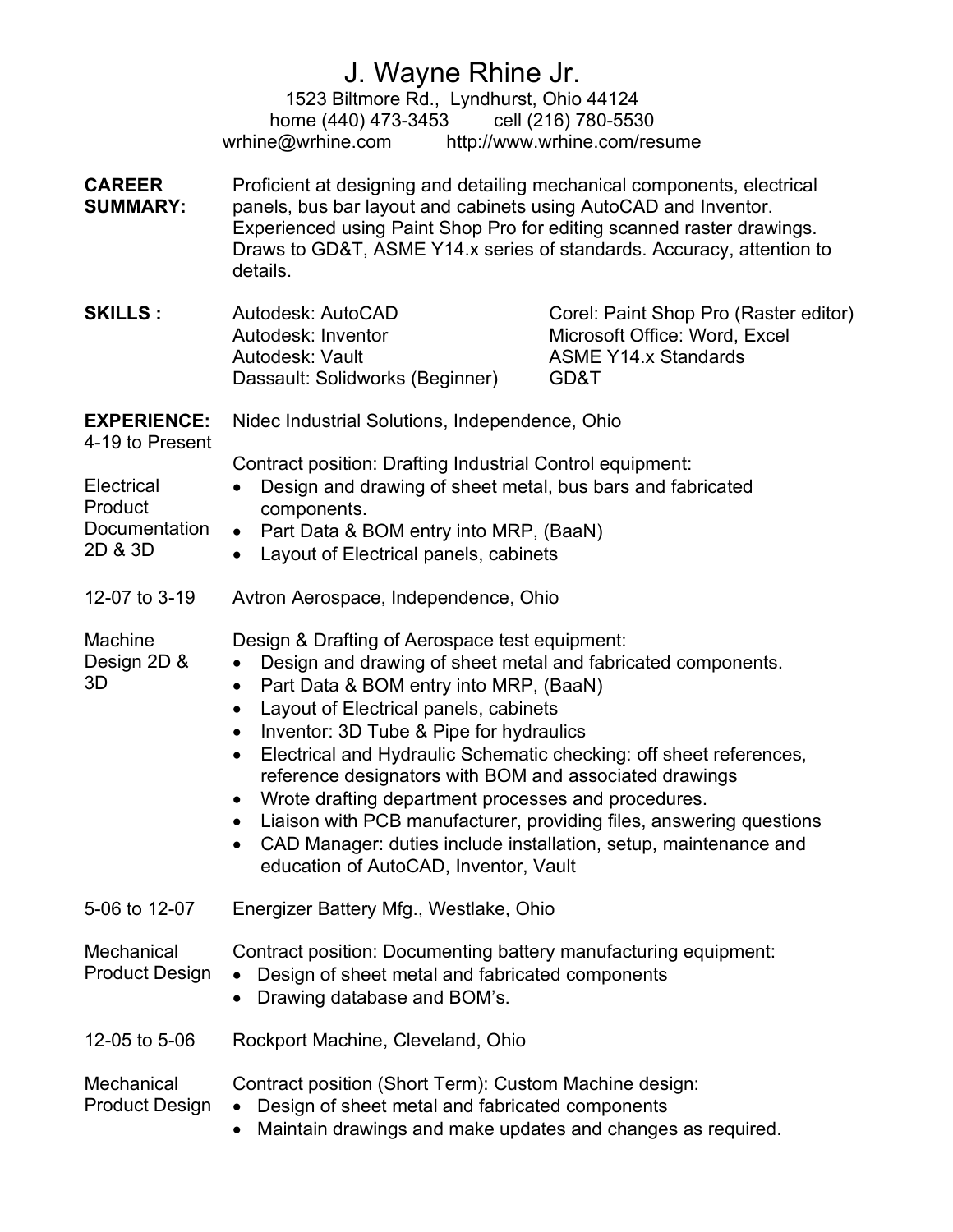# J. Wayne Rhine Jr.

1523 Biltmore Rd., Lyndhurst, Ohio 44124
home (440) 473-3453 cell (216) 780-5530
wrhine@wrhine.com http://www.wrhine.com/resume

**CAREER SUMMARY:** Proficient at designing and detailing mechanical components, electrical panels, bus bar layout and cabinets using AutoCAD and Inventor. Experienced using Paint Shop Pro for editing scanned raster drawings. Draws to GD&T, ASME Y14.x series of standards. Accuracy, attention to details.

**SKILLS :**

| | |
|---|---|
| Autodesk: AutoCAD | Corel: Paint Shop Pro (Raster editor) |
| Autodesk: Inventor | Microsoft Office: Word, Excel |
| Autodesk: Vault | ASME Y14.x Standards |
| Dassault: Solidworks (Beginner) | GD&T |

**EXPERIENCE:**

4-19 to Present — Nidec Industrial Solutions, Independence, Ohio

Electrical Product Documentation 2D & 3D

Contract position: Drafting Industrial Control equipment:
- Design and drawing of sheet metal, bus bars and fabricated components.
- Part Data & BOM entry into MRP, (BaaN)
- Layout of Electrical panels, cabinets

12-07 to 3-19 — Avtron Aerospace, Independence, Ohio

Machine Design 2D & 3D

Design & Drafting of Aerospace test equipment:
- Design and drawing of sheet metal and fabricated components.
- Part Data & BOM entry into MRP, (BaaN)
- Layout of Electrical panels, cabinets
- Inventor: 3D Tube & Pipe for hydraulics
- Electrical and Hydraulic Schematic checking: off sheet references, reference designators with BOM and associated drawings
- Wrote drafting department processes and procedures.
- Liaison with PCB manufacturer, providing files, answering questions
- CAD Manager: duties include installation, setup, maintenance and education of AutoCAD, Inventor, Vault

5-06 to 12-07 — Energizer Battery Mfg., Westlake, Ohio

Mechanical Product Design

Contract position: Documenting battery manufacturing equipment:
- Design of sheet metal and fabricated components
- Drawing database and BOM's.

12-05 to 5-06 — Rockport Machine, Cleveland, Ohio

Mechanical Product Design

Contract position (Short Term): Custom Machine design:
- Design of sheet metal and fabricated components
- Maintain drawings and make updates and changes as required.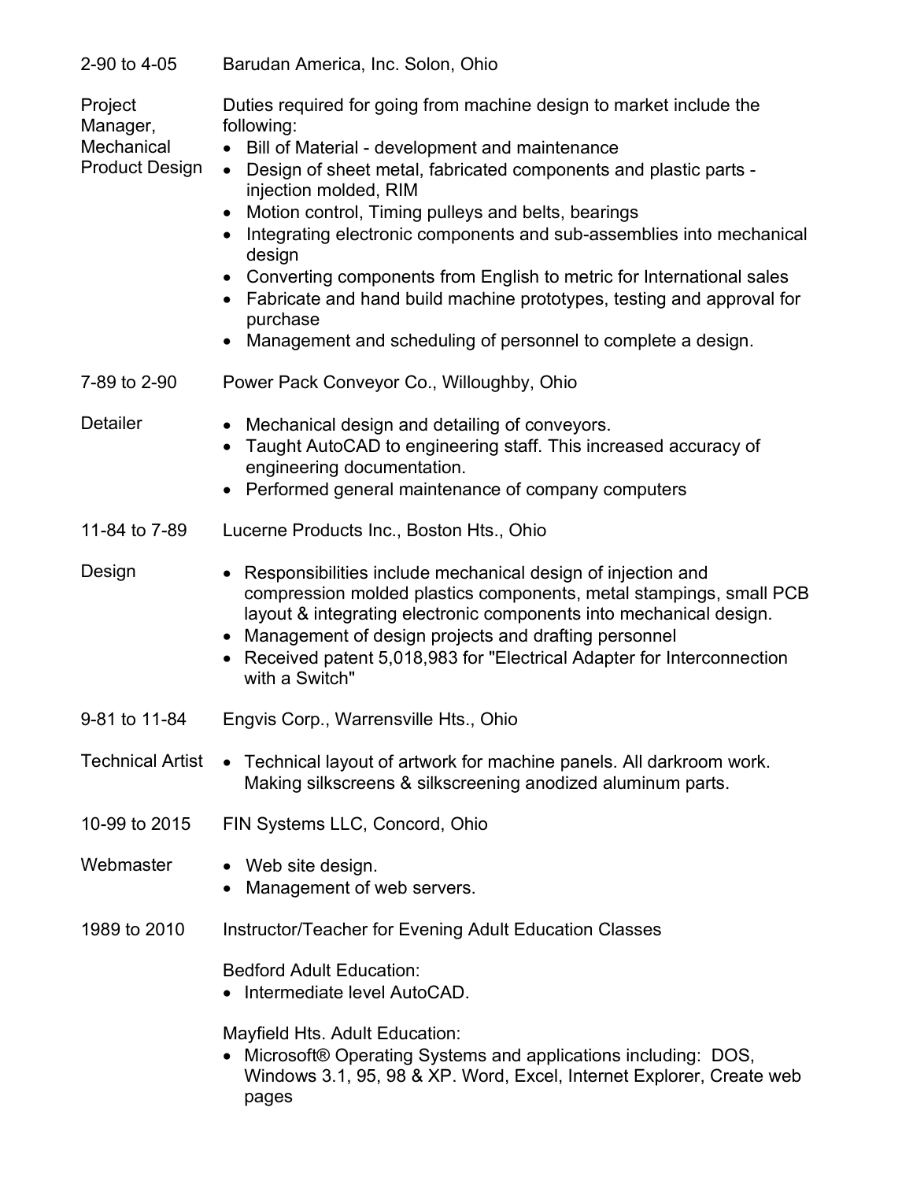**2-90 to 4-05** — Barudan America, Inc. Solon, Ohio

**Project Manager, Mechanical Product Design**

Duties required for going from machine design to market include the following:

- Bill of Material - development and maintenance
- Design of sheet metal, fabricated components and plastic parts - injection molded, RIM
- Motion control, Timing pulleys and belts, bearings
- Integrating electronic components and sub-assemblies into mechanical design
- Converting components from English to metric for International sales
- Fabricate and hand build machine prototypes, testing and approval for purchase
- Management and scheduling of personnel to complete a design.

**7-89 to 2-90** — Power Pack Conveyor Co., Willoughby, Ohio

**Detailer**

- Mechanical design and detailing of conveyors.
- Taught AutoCAD to engineering staff. This increased accuracy of engineering documentation.
- Performed general maintenance of company computers

**11-84 to 7-89** — Lucerne Products Inc., Boston Hts., Ohio

**Design**

- Responsibilities include mechanical design of injection and compression molded plastics components, metal stampings, small PCB layout & integrating electronic components into mechanical design.
- Management of design projects and drafting personnel
- Received patent 5,018,983 for "Electrical Adapter for Interconnection with a Switch"

**9-81 to 11-84** — Engvis Corp., Warrensville Hts., Ohio

**Technical Artist**

- Technical layout of artwork for machine panels. All darkroom work. Making silkscreens & silkscreening anodized aluminum parts.

**10-99 to 2015** — FIN Systems LLC, Concord, Ohio

**Webmaster**

- Web site design.
- Management of web servers.

**1989 to 2010** — Instructor/Teacher for Evening Adult Education Classes

Bedford Adult Education:

- Intermediate level AutoCAD.

Mayfield Hts. Adult Education:

- Microsoft® Operating Systems and applications including: DOS, Windows 3.1, 95, 98 & XP. Word, Excel, Internet Explorer, Create web pages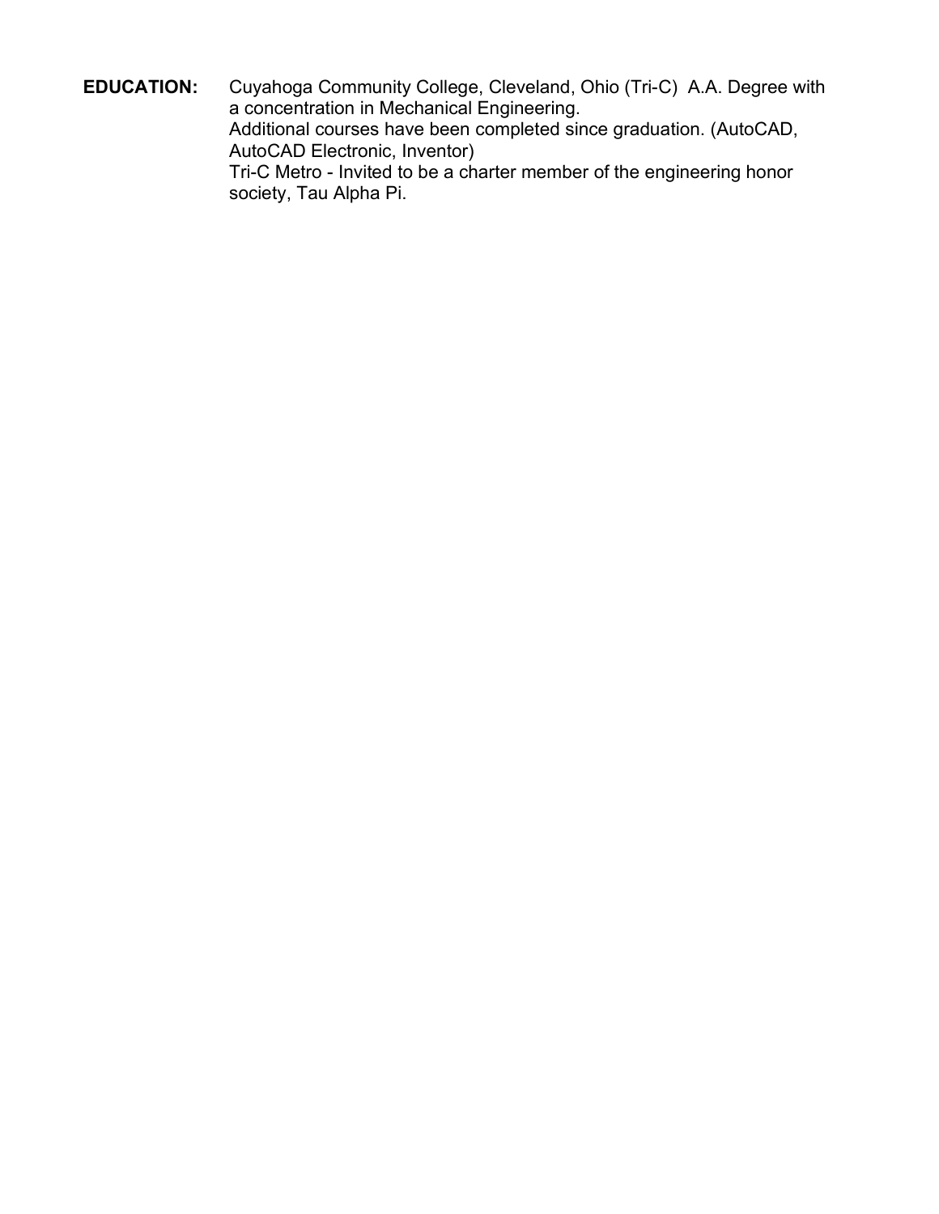**EDUCATION:** Cuyahoga Community College, Cleveland, Ohio (Tri-C) A.A. Degree with a concentration in Mechanical Engineering.
Additional courses have been completed since graduation. (AutoCAD, AutoCAD Electronic, Inventor)
Tri-C Metro - Invited to be a charter member of the engineering honor society, Tau Alpha Pi.